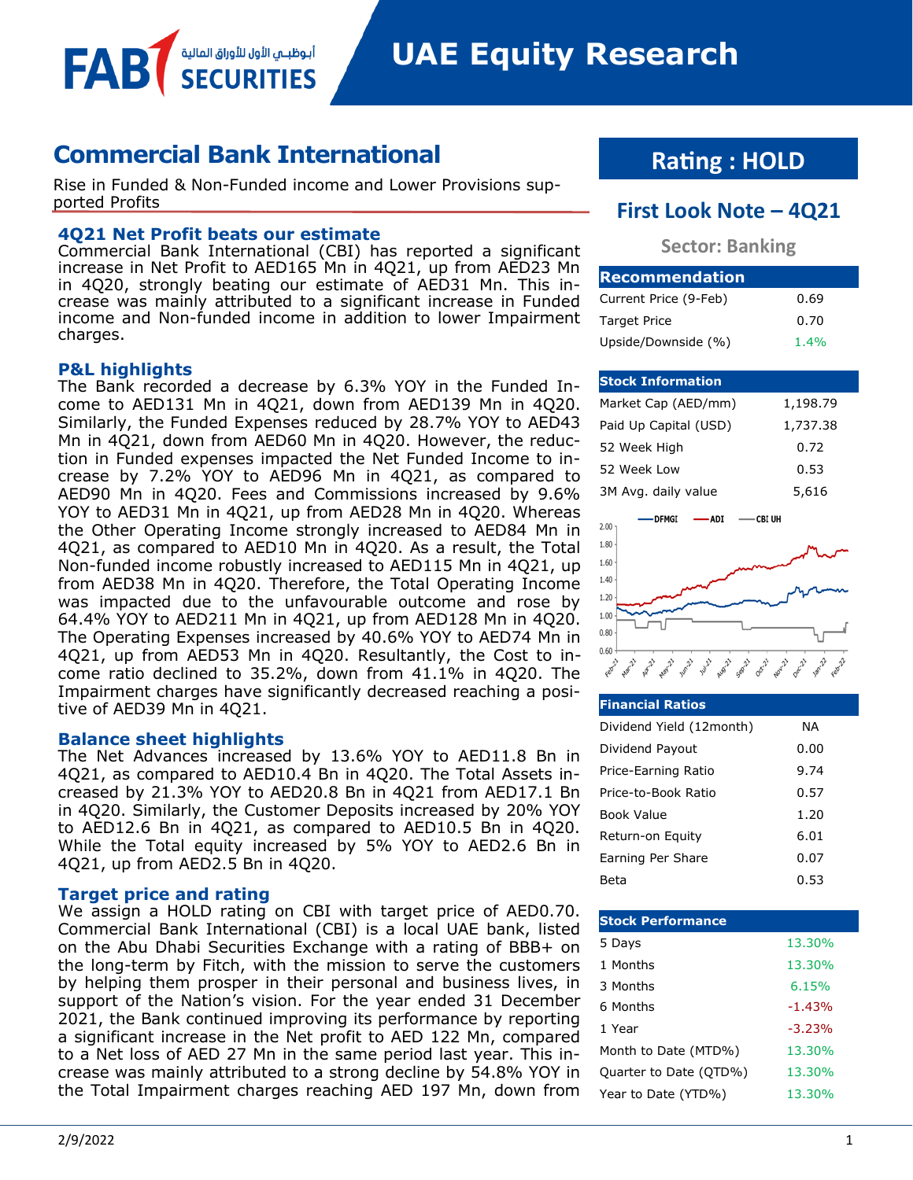# UAE Equity Research

## Commercial Bank International

Rise in Funded & Non-Funded income and Lower Provisions supported Profits

### 4Q21 Net Profit beats our estimate

Commercial Bank International (CBI) has reported a significant increase in Net Profit to AED165 Mn in 4Q21, up from AED23 Mn in 4Q20, strongly beating our estimate of AED31 Mn. This increase was mainly attributed to a significant increase in Funded income and Non-funded income in addition to lower Impairment charges.

### P&L highlights

The Bank recorded a decrease by 6.3% YOY in the Funded Income to AED131 Mn in 4Q21, down from AED139 Mn in 4Q20. Similarly, the Funded Expenses reduced by 28.7% YOY to AED43 Mn in 4Q21, down from AED60 Mn in 4Q20. However, the reduction in Funded expenses impacted the Net Funded Income to increase by 7.2% YOY to AED96 Mn in 4Q21, as compared to AED90 Mn in 4Q20. Fees and Commissions increased by 9.6% YOY to AED31 Mn in 4Q21, up from AED28 Mn in 4Q20. Whereas the Other Operating Income strongly increased to AED84 Mn in 4Q21, as compared to AED10 Mn in 4Q20. As a result, the Total Non-funded income robustly increased to AED115 Mn in 4Q21, up from AED38 Mn in 4Q20. Therefore, the Total Operating Income was impacted due to the unfavourable outcome and rose by 64.4% YOY to AED211 Mn in 4Q21, up from AED128 Mn in 4Q20. The Operating Expenses increased by 40.6% YOY to AED74 Mn in 4Q21, up from AED53 Mn in 4Q20. Resultantly, the Cost to income ratio declined to 35.2%, down from 41.1% in 4Q20. The Impairment charges have significantly decreased reaching a positive of AED39 Mn in 4Q21.

### Balance sheet highlights

The Net Advances increased by 13.6% YOY to AED11.8 Bn in 4Q21, as compared to AED10.4 Bn in 4Q20. The Total Assets increased by 21.3% YOY to AED20.8 Bn in 4Q21 from AED17.1 Bn in 4Q20. Similarly, the Customer Deposits increased by 20% YOY to AED12.6 Bn in 4Q21, as compared to AED10.5 Bn in 4Q20. While the Total equity increased by 5% YOY to AED2.6 Bn in 4Q21, up from AED2.5 Bn in 4Q20.

### Target price and rating

We assign a HOLD rating on CBI with target price of AED0.70. Commercial Bank International (CBI) is a local UAE bank, listed on the Abu Dhabi Securities Exchange with a rating of BBB+ on the long-term by Fitch, with the mission to serve the customers by helping them prosper in their personal and business lives, in support of the Nation's vision. For the year ended 31 December 2021, the Bank continued improving its performance by reporting a significant increase in the Net profit to AED 122 Mn, compared to a Net loss of AED 27 Mn in the same period last year. This increase was mainly attributed to a strong decline by 54.8% YOY in the Total Impairment charges reaching AED 197 Mn, down from

## Rating : HOLD

### First Look Note – 4Q21

**Sector: Banking**

| Recommendation | |
|---|---|
| Current Price (9-Feb) | 0.69 |
| Target Price | 0.70 |
| Upside/Downside (%) | 1.4% |

| Stock Information | |
|---|---|
| Market Cap (AED/mm) | 1,198.79 |
| Paid Up Capital (USD) | 1,737.38 |
| 52 Week High | 0.72 |
| 52 Week Low | 0.53 |
| 3M Avg. daily value | 5,616 |

| Financial Ratios | |
|---|---|
| Dividend Yield (12month) | NA |
| Dividend Payout | 0.00 |
| Price-Earning Ratio | 9.74 |
| Price-to-Book Ratio | 0.57 |
| Book Value | 1.20 |
| Return-on Equity | 6.01 |
| Earning Per Share | 0.07 |
| Beta | 0.53 |

| Stock Performance | |
|---|---|
| 5 Days | 13.30% |
| 1 Months | 13.30% |
| 3 Months | 6.15% |
| 6 Months | -1.43% |
| 1 Year | -3.23% |
| Month to Date (MTD%) | 13.30% |
| Quarter to Date (QTD%) | 13.30% |
| Year to Date (YTD%) | 13.30% |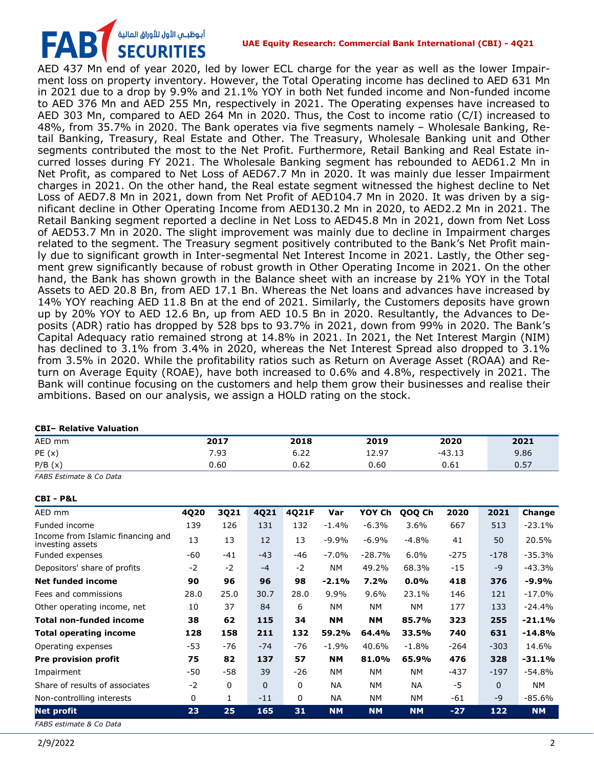AED 437 Mn end of year 2020, led by lower ECL charge for the year as well as the lower Impairment loss on property inventory. However, the Total Operating income has declined to AED 631 Mn in 2021 due to a drop by 9.9% and 21.1% YOY in both Net funded income and Non-funded income to AED 376 Mn and AED 255 Mn, respectively in 2021. The Operating expenses have increased to AED 303 Mn, compared to AED 264 Mn in 2020. Thus, the Cost to income ratio (C/I) increased to 48%, from 35.7% in 2020. The Bank operates via five segments namely – Wholesale Banking, Retail Banking, Treasury, Real Estate and Other. The Treasury, Wholesale Banking unit and Other segments contributed the most to the Net Profit. Furthermore, Retail Banking and Real Estate incurred losses during FY 2021. The Wholesale Banking segment has rebounded to AED61.2 Mn in Net Profit, as compared to Net Loss of AED67.7 Mn in 2020. It was mainly due lesser Impairment charges in 2021. On the other hand, the Real estate segment witnessed the highest decline to Net Loss of AED7.8 Mn in 2021, down from Net Profit of AED104.7 Mn in 2020. It was driven by a significant decline in Other Operating Income from AED130.2 Mn in 2020, to AED2.2 Mn in 2021. The Retail Banking segment reported a decline in Net Loss to AED45.8 Mn in 2021, down from Net Loss of AED53.7 Mn in 2020. The slight improvement was mainly due to decline in Impairment charges related to the segment. The Treasury segment positively contributed to the Bank's Net Profit mainly due to significant growth in Inter-segmental Net Interest Income in 2021. Lastly, the Other segment grew significantly because of robust growth in Other Operating Income in 2021. On the other hand, the Bank has shown growth in the Balance sheet with an increase by 21% YOY in the Total Assets to AED 20.8 Bn, from AED 17.1 Bn. Whereas the Net loans and advances have increased by 14% YOY reaching AED 11.8 Bn at the end of 2021. Similarly, the Customers deposits have grown up by 20% YOY to AED 12.6 Bn, up from AED 10.5 Bn in 2020. Resultantly, the Advances to Deposits (ADR) ratio has dropped by 528 bps to 93.7% in 2021, down from 99% in 2020. The Bank's Capital Adequacy ratio remained strong at 14.8% in 2021. In 2021, the Net Interest Margin (NIM) has declined to 3.1% from 3.4% in 2020, whereas the Net Interest Spread also dropped to 3.1% from 3.5% in 2020. While the profitability ratios such as Return on Average Asset (ROAA) and Return on Average Equity (ROAE), have both increased to 0.6% and 4.8%, respectively in 2021. The Bank will continue focusing on the customers and help them grow their businesses and realise their ambitions. Based on our analysis, we assign a HOLD rating on the stock.

**CBI– Relative Valuation**

| AED mm | 2017 | 2018 | 2019 | 2020 | 2021 |
|---|---|---|---|---|---|
| PE (x) | 7.93 | 6.22 | 12.97 | -43.13 | 9.86 |
| P/B (x) | 0.60 | 0.62 | 0.60 | 0.61 | 0.57 |

*FABS Estimate & Co Data*

**CBI - P&L**

| AED mm | 4Q20 | 3Q21 | 4Q21 | 4Q21F | Var | YOY Ch | QOQ Ch | 2020 | 2021 | Change |
|---|---|---|---|---|---|---|---|---|---|---|
| Funded income | 139 | 126 | 131 | 132 | -1.4% | -6.3% | 3.6% | 667 | 513 | -23.1% |
| Income from Islamic financing and investing assets | 13 | 13 | 12 | 13 | -9.9% | -6.9% | -4.8% | 41 | 50 | 20.5% |
| Funded expenses | -60 | -41 | -43 | -46 | -7.0% | -28.7% | 6.0% | -275 | -178 | -35.3% |
| Depositors' share of profits | -2 | -2 | -4 | -2 | NM | 49.2% | 68.3% | -15 | -9 | -43.3% |
| **Net funded income** | **90** | **96** | **96** | **98** | **-2.1%** | **7.2%** | **0.0%** | **418** | **376** | **-9.9%** |
| Fees and commissions | 28.0 | 25.0 | 30.7 | 28.0 | 9.9% | 9.6% | 23.1% | 146 | 121 | -17.0% |
| Other operating income, net | 10 | 37 | 84 | 6 | NM | NM | NM | 177 | 133 | -24.4% |
| **Total non-funded income** | **38** | **62** | **115** | **34** | **NM** | **NM** | **85.7%** | **323** | **255** | **-21.1%** |
| **Total operating income** | **128** | **158** | **211** | **132** | **59.2%** | **64.4%** | **33.5%** | **740** | **631** | **-14.8%** |
| Operating expenses | -53 | -76 | -74 | -76 | -1.9% | 40.6% | -1.8% | -264 | -303 | 14.6% |
| **Pre provision profit** | **75** | **82** | **137** | **57** | **NM** | **81.0%** | **65.9%** | **476** | **328** | **-31.1%** |
| Impairment | -50 | -58 | 39 | -26 | NM | NM | NM | -437 | -197 | -54.8% |
| Share of results of associates | -2 | 0 | 0 | 0 | NA | NM | NA | -5 | 0 | NM |
| Non-controlling interests | 0 | 1 | -11 | 0 | NA | NM | NM | -61 | -9 | -85.6% |
| **Net profit** | **23** | **25** | **165** | **31** | **NM** | **NM** | **NM** | **-27** | **122** | **NM** |

*FABS estimate & Co Data*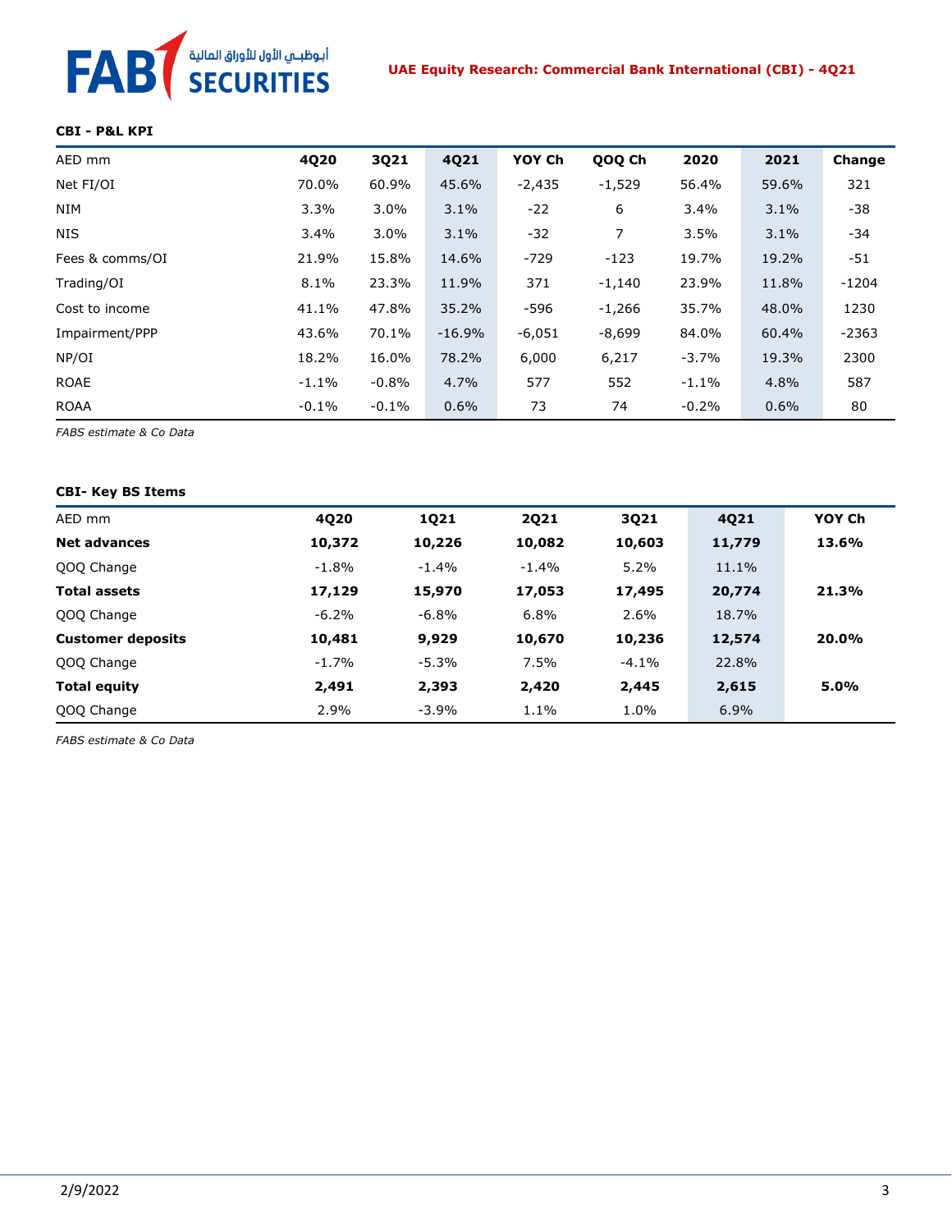**CBI - P&L KPI**

| AED mm | 4Q20 | 3Q21 | 4Q21 | YOY Ch | QOQ Ch | 2020 | 2021 | Change |
|---|---|---|---|---|---|---|---|---|
| Net FI/OI | 70.0% | 60.9% | 45.6% | -2,435 | -1,529 | 56.4% | 59.6% | 321 |
| NIM | 3.3% | 3.0% | 3.1% | -22 | 6 | 3.4% | 3.1% | -38 |
| NIS | 3.4% | 3.0% | 3.1% | -32 | 7 | 3.5% | 3.1% | -34 |
| Fees & comms/OI | 21.9% | 15.8% | 14.6% | -729 | -123 | 19.7% | 19.2% | -51 |
| Trading/OI | 8.1% | 23.3% | 11.9% | 371 | -1,140 | 23.9% | 11.8% | -1204 |
| Cost to income | 41.1% | 47.8% | 35.2% | -596 | -1,266 | 35.7% | 48.0% | 1230 |
| Impairment/PPP | 43.6% | 70.1% | -16.9% | -6,051 | -8,699 | 84.0% | 60.4% | -2363 |
| NP/OI | 18.2% | 16.0% | 78.2% | 6,000 | 6,217 | -3.7% | 19.3% | 2300 |
| ROAE | -1.1% | -0.8% | 4.7% | 577 | 552 | -1.1% | 4.8% | 587 |
| ROAA | -0.1% | -0.1% | 0.6% | 73 | 74 | -0.2% | 0.6% | 80 |

*FABS estimate & Co Data*

**CBI- Key BS Items**

| AED mm | 4Q20 | 1Q21 | 2Q21 | 3Q21 | 4Q21 | YOY Ch |
|---|---|---|---|---|---|---|
| **Net advances** | **10,372** | **10,226** | **10,082** | **10,603** | **11,779** | **13.6%** |
| QOQ Change | -1.8% | -1.4% | -1.4% | 5.2% | 11.1% | |
| **Total assets** | **17,129** | **15,970** | **17,053** | **17,495** | **20,774** | **21.3%** |
| QOQ Change | -6.2% | -6.8% | 6.8% | 2.6% | 18.7% | |
| **Customer deposits** | **10,481** | **9,929** | **10,670** | **10,236** | **12,574** | **20.0%** |
| QOQ Change | -1.7% | -5.3% | 7.5% | -4.1% | 22.8% | |
| **Total equity** | **2,491** | **2,393** | **2,420** | **2,445** | **2,615** | **5.0%** |
| QOQ Change | 2.9% | -3.9% | 1.1% | 1.0% | 6.9% | |

*FABS estimate & Co Data*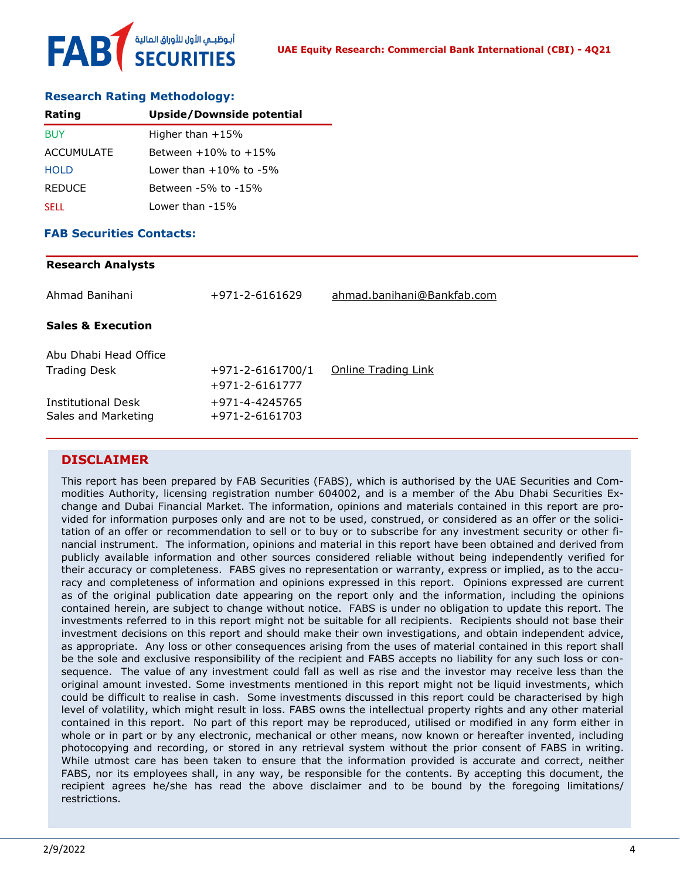### Research Rating Methodology:

| Rating | Upside/Downside potential |
|---|---|
| BUY | Higher than +15% |
| ACCUMULATE | Between +10% to +15% |
| HOLD | Lower than +10% to -5% |
| REDUCE | Between -5% to -15% |
| SELL | Lower than -15% |

### FAB Securities Contacts:

| | | |
|---|---|---|
| **Research Analysts** | | |
| Ahmad Banihani | +971-2-6161629 | ahmad.banihani@Bankfab.com |
| **Sales & Execution** | | |
| Abu Dhabi Head Office | | |
| Trading Desk | +971-2-6161700/1<br>+971-2-6161777 | Online Trading Link |
| Institutional Desk | +971-4-4245765 | |
| Sales and Marketing | +971-2-6161703 | |

## DISCLAIMER

This report has been prepared by FAB Securities (FABS), which is authorised by the UAE Securities and Commodities Authority, licensing registration number 604002, and is a member of the Abu Dhabi Securities Exchange and Dubai Financial Market. The information, opinions and materials contained in this report are provided for information purposes only and are not to be used, construed, or considered as an offer or the solicitation of an offer or recommendation to sell or to buy or to subscribe for any investment security or other financial instrument. The information, opinions and material in this report have been obtained and derived from publicly available information and other sources considered reliable without being independently verified for their accuracy or completeness. FABS gives no representation or warranty, express or implied, as to the accuracy and completeness of information and opinions expressed in this report. Opinions expressed are current as of the original publication date appearing on the report only and the information, including the opinions contained herein, are subject to change without notice. FABS is under no obligation to update this report. The investments referred to in this report might not be suitable for all recipients. Recipients should not base their investment decisions on this report and should make their own investigations, and obtain independent advice, as appropriate. Any loss or other consequences arising from the uses of material contained in this report shall be the sole and exclusive responsibility of the recipient and FABS accepts no liability for any such loss or consequence. The value of any investment could fall as well as rise and the investor may receive less than the original amount invested. Some investments mentioned in this report might not be liquid investments, which could be difficult to realise in cash. Some investments discussed in this report could be characterised by high level of volatility, which might result in loss. FABS owns the intellectual property rights and any other material contained in this report. No part of this report may be reproduced, utilised or modified in any form either in whole or in part or by any electronic, mechanical or other means, now known or hereafter invented, including photocopying and recording, or stored in any retrieval system without the prior consent of FABS in writing. While utmost care has been taken to ensure that the information provided is accurate and correct, neither FABS, nor its employees shall, in any way, be responsible for the contents. By accepting this document, the recipient agrees he/she has read the above disclaimer and to be bound by the foregoing limitations/restrictions.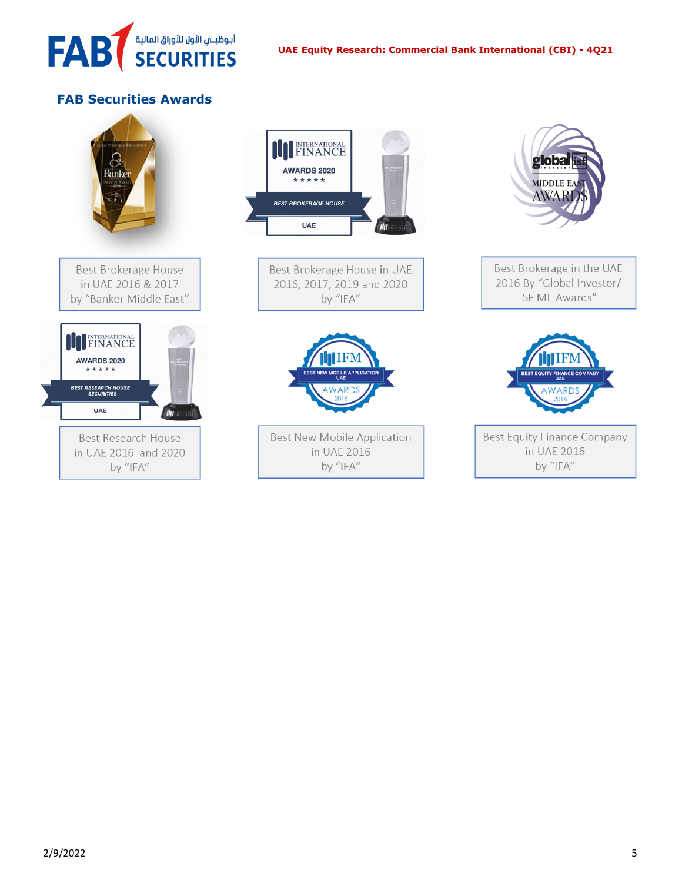## FAB Securities Awards

Best Brokerage House in UAE 2016 & 2017 by "Banker Middle East"

Best Brokerage House in UAE 2016, 2017, 2019 and 2020 by "IFA"

Best Brokerage in the UAE 2016 By "Global Investor/ ISF ME Awards"

Best Research House in UAE 2016 and 2020 by "IFA"

Best New Mobile Application in UAE 2016 by "IFA"

Best Equity Finance Company in UAE 2016 by "IFA"